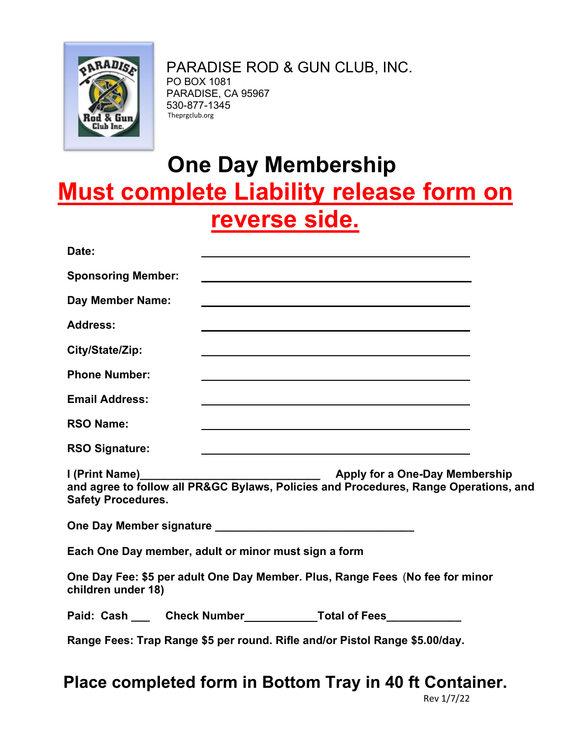PARADISE ROD & GUN CLUB, INC.
PO BOX 1081
PARADISE, CA 95967
530-877-1345
Theprgclub.org

# One Day Membership

## Must complete Liability release form on reverse side.

**Date:** ____________________________________________

**Sponsoring Member:** ____________________________________________

**Day Member Name:** ____________________________________________

**Address:** ____________________________________________

**City/State/Zip:** ____________________________________________

**Phone Number:** ____________________________________________

**Email Address:** ____________________________________________

**RSO Name:** ____________________________________________

**RSO Signature:** ____________________________________________

**I (Print Name)_____________________________ Apply for a One-Day Membership and agree to follow all PR&GC Bylaws, Policies and Procedures, Range Operations, and Safety Procedures.**

**One Day Member signature ________________________________**

**Each One Day member, adult or minor must sign a form**

**One Day Fee: $5 per adult One Day Member. Plus, Range Fees (No fee for minor children under 18)**

**Paid: Cash ___ Check Number___________Total of Fees___________**

**Range Fees: Trap Range $5 per round. Rifle and/or Pistol Range $5.00/day.**

## Place completed form in Bottom Tray in 40 ft Container.

Rev 1/7/22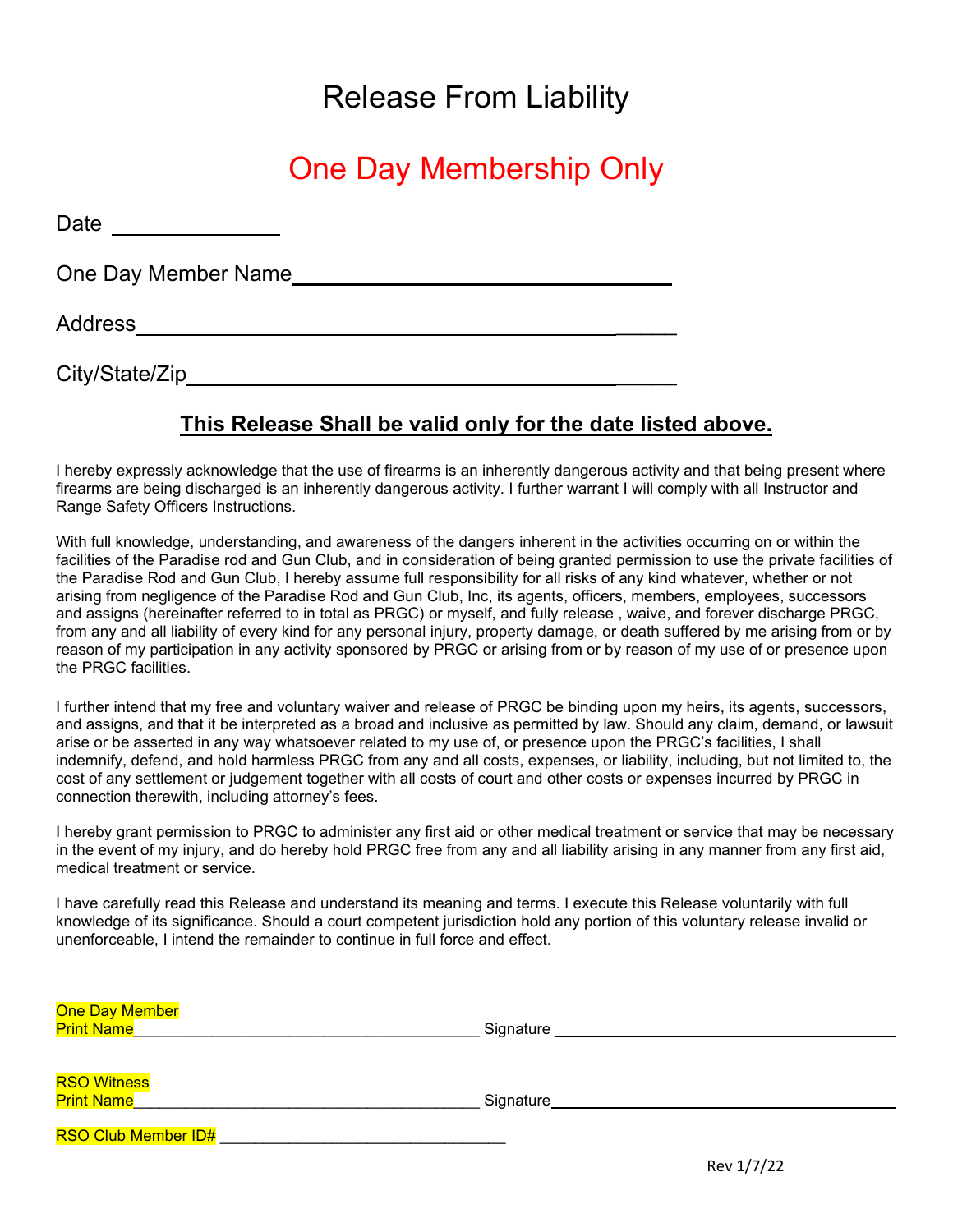# Release From Liability

## One Day Membership Only

Date ______________

One Day Member Name________________________________

Address________________________________________

City/State/Zip_____________________________________

**<u>This Release Shall be valid only for the date listed above.</u>**

I hereby expressly acknowledge that the use of firearms is an inherently dangerous activity and that being present where firearms are being discharged is an inherently dangerous activity. I further warrant I will comply with all Instructor and Range Safety Officers Instructions.

With full knowledge, understanding, and awareness of the dangers inherent in the activities occurring on or within the facilities of the Paradise rod and Gun Club, and in consideration of being granted permission to use the private facilities of the Paradise Rod and Gun Club, I hereby assume full responsibility for all risks of any kind whatever, whether or not arising from negligence of the Paradise Rod and Gun Club, Inc, its agents, officers, members, employees, successors and assigns (hereinafter referred to in total as PRGC) or myself, and fully release , waive, and forever discharge PRGC, from any and all liability of every kind for any personal injury, property damage, or death suffered by me arising from or by reason of my participation in any activity sponsored by PRGC or arising from or by reason of my use of or presence upon the PRGC facilities.

I further intend that my free and voluntary waiver and release of PRGC be binding upon my heirs, its agents, successors, and assigns, and that it be interpreted as a broad and inclusive as permitted by law. Should any claim, demand, or lawsuit arise or be asserted in any way whatsoever related to my use of, or presence upon the PRGC's facilities, I shall indemnify, defend, and hold harmless PRGC from any and all costs, expenses, or liability, including, but not limited to, the cost of any settlement or judgement together with all costs of court and other costs or expenses incurred by PRGC in connection therewith, including attorney's fees.

I hereby grant permission to PRGC to administer any first aid or other medical treatment or service that may be necessary in the event of my injury, and do hereby hold PRGC free from any and all liability arising in any manner from any first aid, medical treatment or service.

I have carefully read this Release and understand its meaning and terms. I execute this Release voluntarily with full knowledge of its significance. Should a court competent jurisdiction hold any portion of this voluntary release invalid or unenforceable, I intend the remainder to continue in full force and effect.

One Day Member
Print Name________________________________________ Signature ________________________________________

RSO Witness
Print Name________________________________________ Signature________________________________________

RSO Club Member ID# ________________________________

Rev 1/7/22